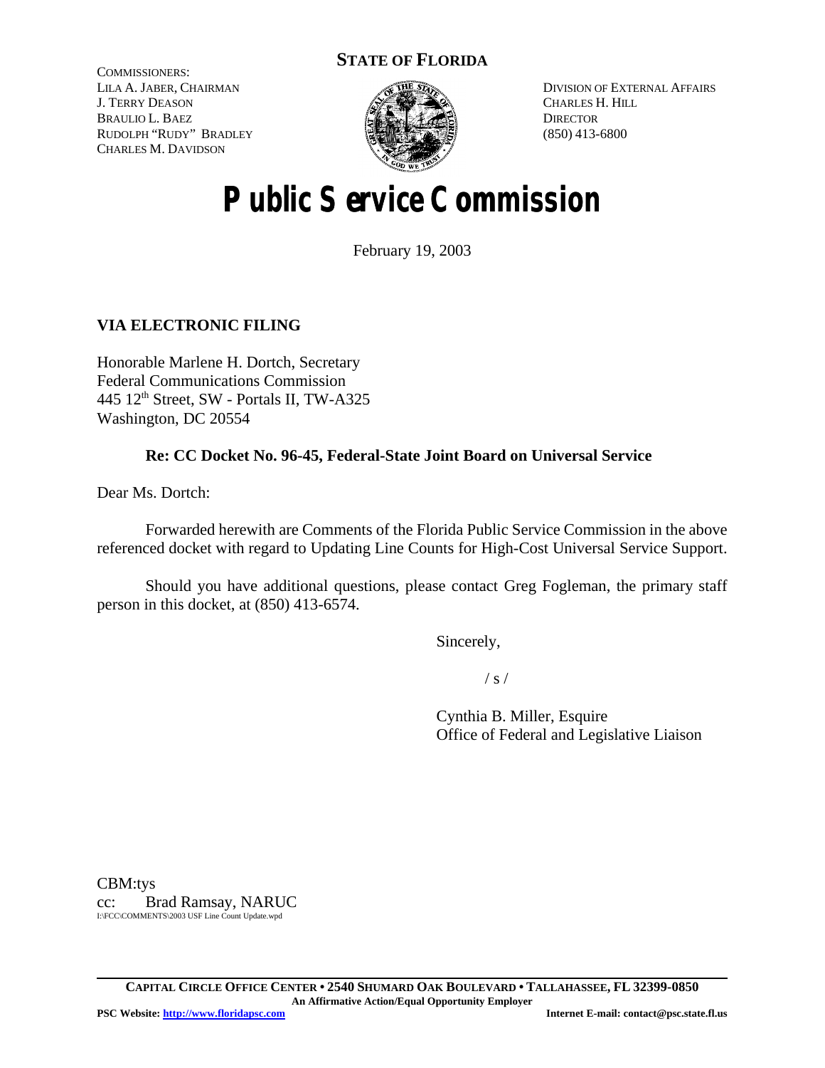**STATE OF FLORIDA**

COMMISSIONERS:
LILA A. JABER, CHAIRMAN
J. TERRY DEASON
BRAULIO L. BAEZ
RUDOLPH "RUDY" BRADLEY
CHARLES M. DAVIDSON

DIVISION OF EXTERNAL AFFAIRS
CHARLES H. HILL
DIRECTOR
(850) 413-6800

# Public Service Commission

February 19, 2003

**VIA ELECTRONIC FILING**

Honorable Marlene H. Dortch, Secretary
Federal Communications Commission
445 12th Street, SW - Portals II, TW-A325
Washington, DC 20554

**Re: CC Docket No. 96-45, Federal-State Joint Board on Universal Service**

Dear Ms. Dortch:

Forwarded herewith are Comments of the Florida Public Service Commission in the above referenced docket with regard to Updating Line Counts for High-Cost Universal Service Support.

Should you have additional questions, please contact Greg Fogleman, the primary staff person in this docket, at (850) 413-6574.

Sincerely,

/ s /

Cynthia B. Miller, Esquire
Office of Federal and Legislative Liaison

CBM:tys
cc: Brad Ramsay, NARUC
I:\FCC\COMMENTS\2003 USF Line Count Update.wpd

**CAPITAL CIRCLE OFFICE CENTER • 2540 SHUMARD OAK BOULEVARD • TALLAHASSEE, FL 32399-0850**
**An Affirmative Action/Equal Opportunity Employer**
**PSC Website: http://www.floridapsc.com** **Internet E-mail: contact@psc.state.fl.us**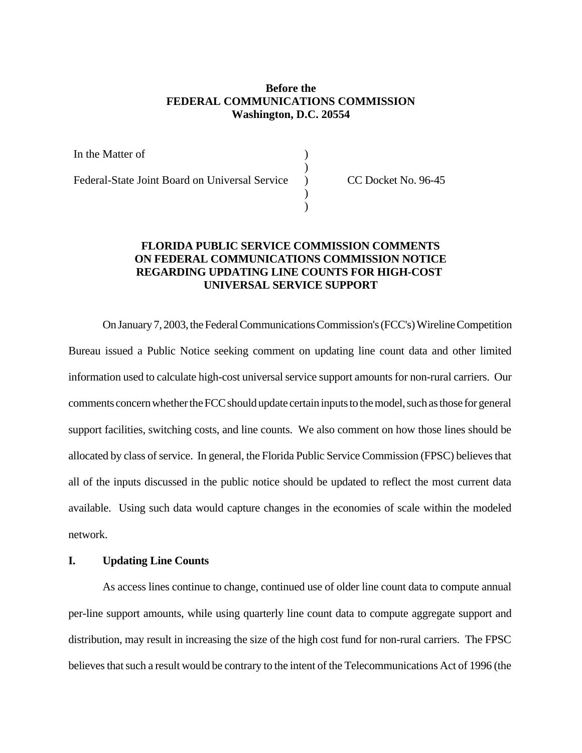**Before the**
**FEDERAL COMMUNICATIONS COMMISSION**
**Washington, D.C. 20554**

| | | |
|---|---|---|
| In the Matter of | ) | |
| | ) | |
| Federal-State Joint Board on Universal Service | ) | CC Docket No. 96-45 |
| | ) | |
| | ) | |

**FLORIDA PUBLIC SERVICE COMMISSION COMMENTS ON FEDERAL COMMUNICATIONS COMMISSION NOTICE REGARDING UPDATING LINE COUNTS FOR HIGH-COST UNIVERSAL SERVICE SUPPORT**

On January 7, 2003, the Federal Communications Commission's (FCC's) Wireline Competition Bureau issued a Public Notice seeking comment on updating line count data and other limited information used to calculate high-cost universal service support amounts for non-rural carriers. Our comments concern whether the FCC should update certain inputs to the model, such as those for general support facilities, switching costs, and line counts. We also comment on how those lines should be allocated by class of service. In general, the Florida Public Service Commission (FPSC) believes that all of the inputs discussed in the public notice should be updated to reflect the most current data available. Using such data would capture changes in the economies of scale within the modeled network.

## I. Updating Line Counts

As access lines continue to change, continued use of older line count data to compute annual per-line support amounts, while using quarterly line count data to compute aggregate support and distribution, may result in increasing the size of the high cost fund for non-rural carriers. The FPSC believes that such a result would be contrary to the intent of the Telecommunications Act of 1996 (the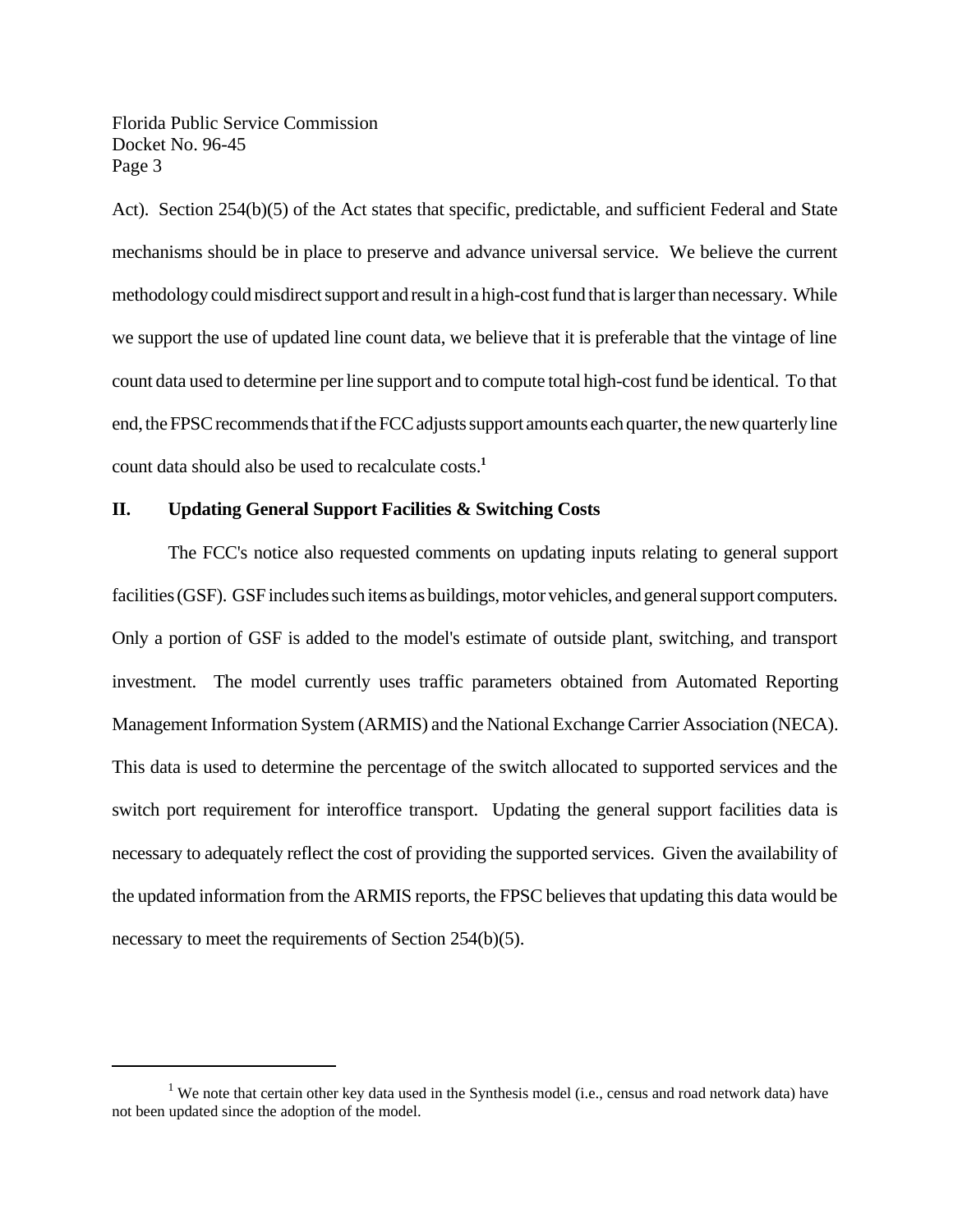Act). Section 254(b)(5) of the Act states that specific, predictable, and sufficient Federal and State mechanisms should be in place to preserve and advance universal service. We believe the current methodology could misdirect support and result in a high-cost fund that is larger than necessary. While we support the use of updated line count data, we believe that it is preferable that the vintage of line count data used to determine per line support and to compute total high-cost fund be identical. To that end, the FPSC recommends that if the FCC adjusts support amounts each quarter, the new quarterly line count data should also be used to recalculate costs.[1]

## II. Updating General Support Facilities & Switching Costs

The FCC's notice also requested comments on updating inputs relating to general support facilities (GSF). GSF includes such items as buildings, motor vehicles, and general support computers. Only a portion of GSF is added to the model's estimate of outside plant, switching, and transport investment. The model currently uses traffic parameters obtained from Automated Reporting Management Information System (ARMIS) and the National Exchange Carrier Association (NECA). This data is used to determine the percentage of the switch allocated to supported services and the switch port requirement for interoffice transport. Updating the general support facilities data is necessary to adequately reflect the cost of providing the supported services. Given the availability of the updated information from the ARMIS reports, the FPSC believes that updating this data would be necessary to meet the requirements of Section 254(b)(5).

---

[1] We note that certain other key data used in the Synthesis model (i.e., census and road network data) have not been updated since the adoption of the model.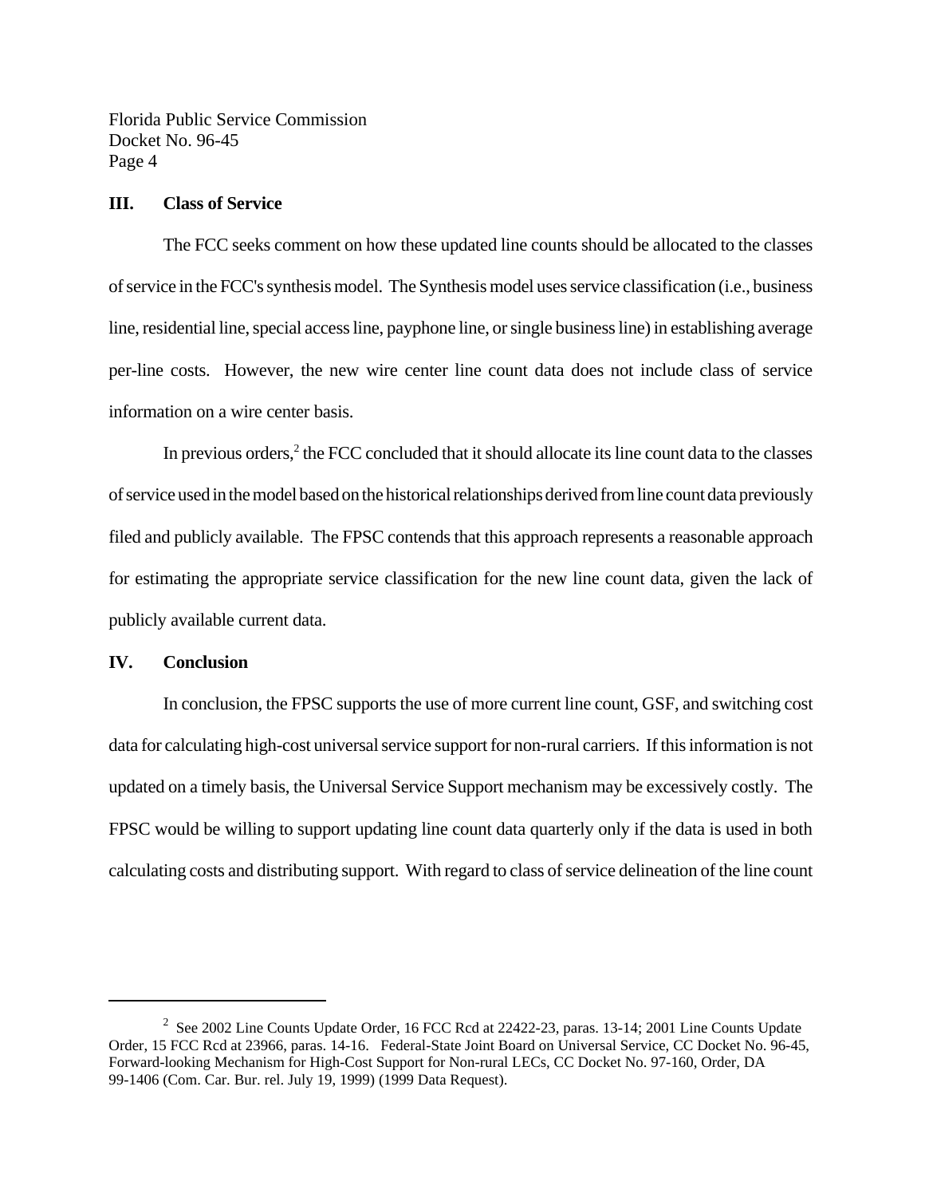## III. Class of Service

The FCC seeks comment on how these updated line counts should be allocated to the classes of service in the FCC's synthesis model. The Synthesis model uses service classification (i.e., business line, residential line, special access line, payphone line, or single business line) in establishing average per-line costs. However, the new wire center line count data does not include class of service information on a wire center basis.

In previous orders,[2] the FCC concluded that it should allocate its line count data to the classes of service used in the model based on the historical relationships derived from line count data previously filed and publicly available. The FPSC contends that this approach represents a reasonable approach for estimating the appropriate service classification for the new line count data, given the lack of publicly available current data.

## IV. Conclusion

In conclusion, the FPSC supports the use of more current line count, GSF, and switching cost data for calculating high-cost universal service support for non-rural carriers. If this information is not updated on a timely basis, the Universal Service Support mechanism may be excessively costly. The FPSC would be willing to support updating line count data quarterly only if the data is used in both calculating costs and distributing support. With regard to class of service delineation of the line count

---

[2] See 2002 Line Counts Update Order, 16 FCC Rcd at 22422-23, paras. 13-14; 2001 Line Counts Update Order, 15 FCC Rcd at 23966, paras. 14-16. Federal-State Joint Board on Universal Service, CC Docket No. 96-45, Forward-looking Mechanism for High-Cost Support for Non-rural LECs, CC Docket No. 97-160, Order, DA 99-1406 (Com. Car. Bur. rel. July 19, 1999) (1999 Data Request).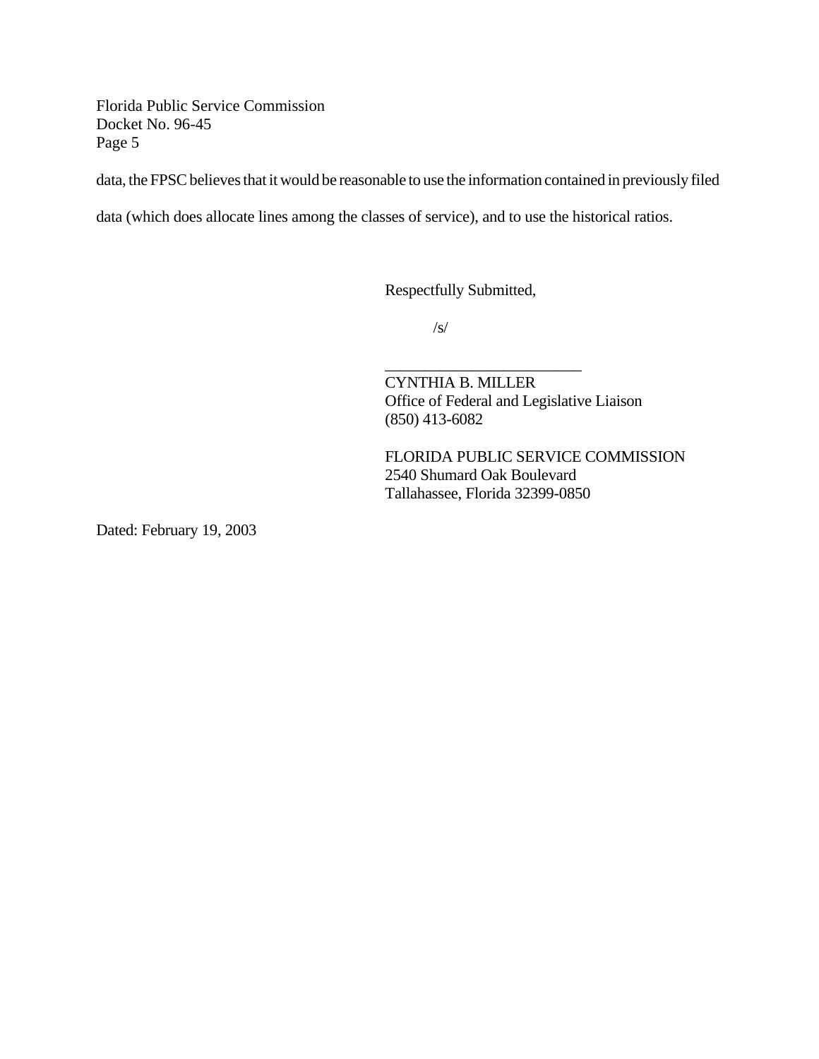data, the FPSC believes that it would be reasonable to use the information contained in previously filed data (which does allocate lines among the classes of service), and to use the historical ratios.

Respectfully Submitted,

/s/

_________________________

CYNTHIA B. MILLER
Office of Federal and Legislative Liaison
(850) 413-6082

FLORIDA PUBLIC SERVICE COMMISSION
2540 Shumard Oak Boulevard
Tallahassee, Florida 32399-0850

Dated: February 19, 2003